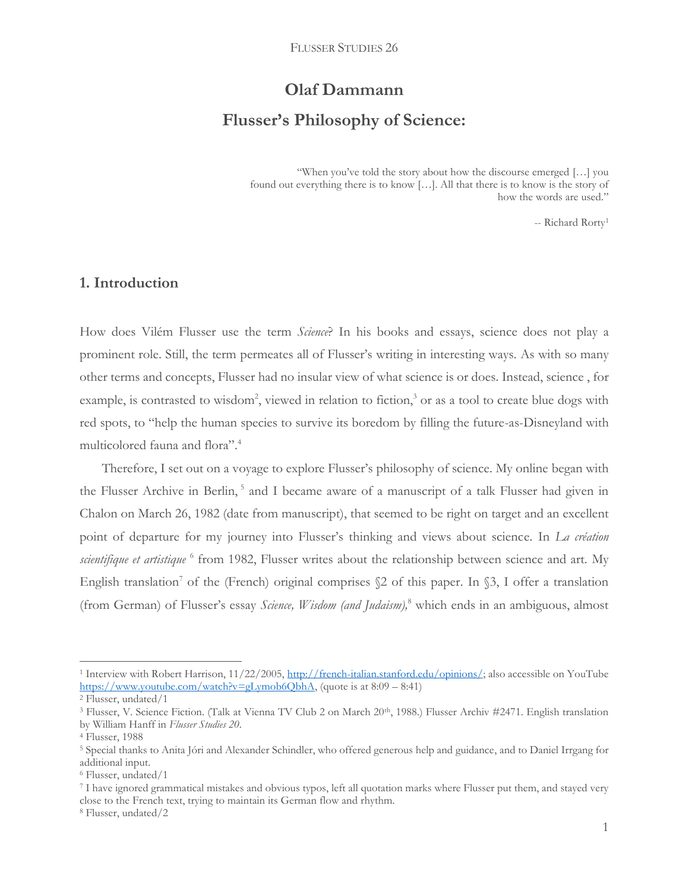# Olaf Dammann

## Flusser's Philosophy of Science:

> "When you've told the story about how the discourse emerged […] you found out everything there is to know […]. All that there is to know is the story of how the words are used."
>
> -- Richard Rorty[1]

### 1. Introduction

How does Vilém Flusser use the term *Science*? In his books and essays, science does not play a prominent role. Still, the term permeates all of Flusser's writing in interesting ways. As with so many other terms and concepts, Flusser had no insular view of what science is or does. Instead, science , for example, is contrasted to wisdom[2], viewed in relation to fiction,[3] or as a tool to create blue dogs with red spots, to "help the human species to survive its boredom by filling the future-as-Disneyland with multicolored fauna and flora".[4]

Therefore, I set out on a voyage to explore Flusser's philosophy of science. My online began with the Flusser Archive in Berlin,[5] and I became aware of a manuscript of a talk Flusser had given in Chalon on March 26, 1982 (date from manuscript), that seemed to be right on target and an excellent point of departure for my journey into Flusser's thinking and views about science. In *La création scientifique et artistique*[6] from 1982, Flusser writes about the relationship between science and art. My English translation[7] of the (French) original comprises §2 of this paper. In §3, I offer a translation (from German) of Flusser's essay *Science, Wisdom (and Judaism),*[8] which ends in an ambiguous, almost

---

[1] Interview with Robert Harrison, 11/22/2005, http://french-italian.stanford.edu/opinions/; also accessible on YouTube https://www.youtube.com/watch?v=gLymob6QbhA, (quote is at 8:09 – 8:41)

[2] Flusser, undated/1

[3] Flusser, V. Science Fiction. (Talk at Vienna TV Club 2 on March 20th, 1988.) Flusser Archiv #2471. English translation by William Hanff in *Flusser Studies 20*.

[4] Flusser, 1988

[5] Special thanks to Anita Jóri and Alexander Schindler, who offered generous help and guidance, and to Daniel Irrgang for additional input.

[6] Flusser, undated/1

[7] I have ignored grammatical mistakes and obvious typos, left all quotation marks where Flusser put them, and stayed very close to the French text, trying to maintain its German flow and rhythm.

[8] Flusser, undated/2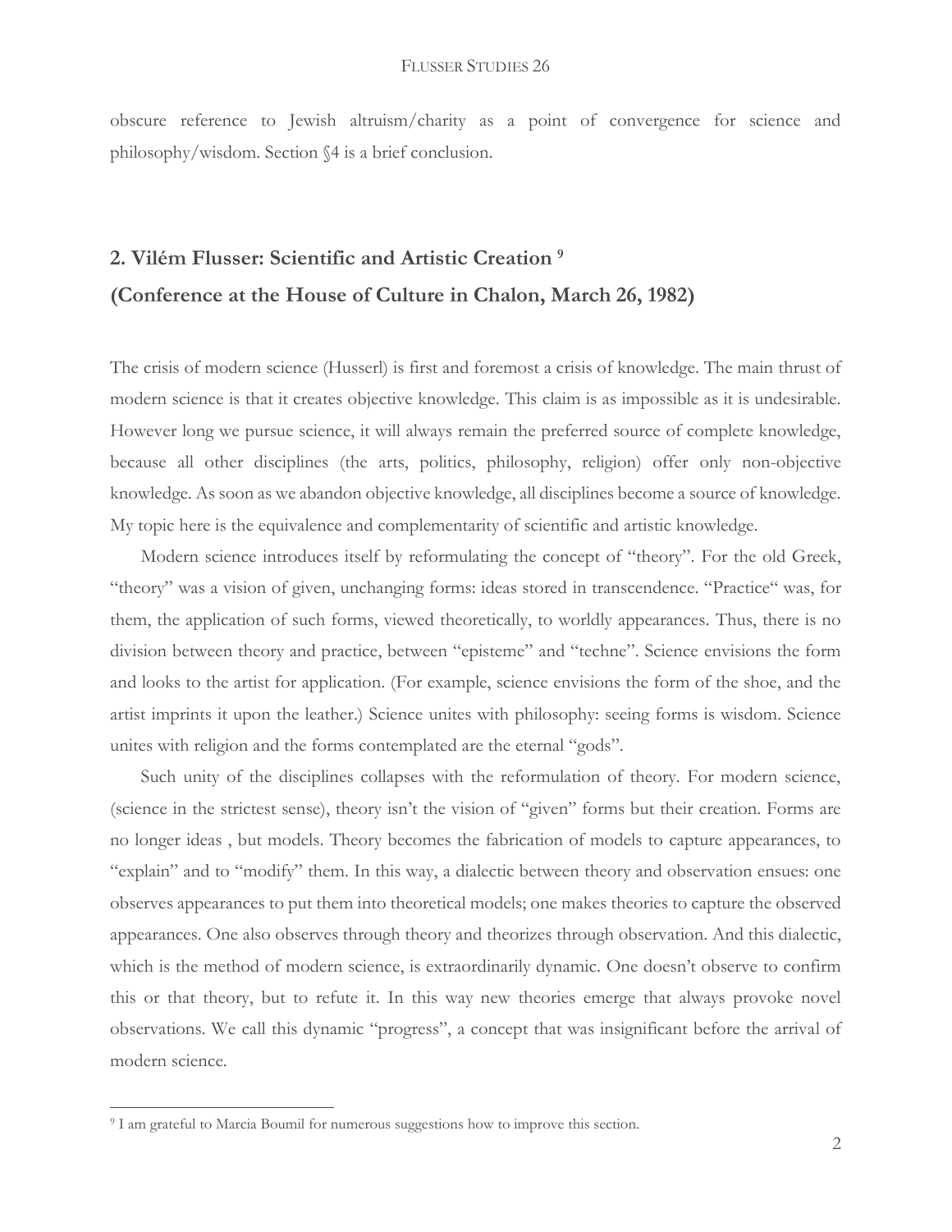obscure reference to Jewish altruism/charity as a point of convergence for science and philosophy/wisdom. Section §4 is a brief conclusion.

## 2. Vilém Flusser: Scientific and Artistic Creation [9]

## (Conference at the House of Culture in Chalon, March 26, 1982)

The crisis of modern science (Husserl) is first and foremost a crisis of knowledge. The main thrust of modern science is that it creates objective knowledge. This claim is as impossible as it is undesirable. However long we pursue science, it will always remain the preferred source of complete knowledge, because all other disciplines (the arts, politics, philosophy, religion) offer only non-objective knowledge. As soon as we abandon objective knowledge, all disciplines become a source of knowledge. My topic here is the equivalence and complementarity of scientific and artistic knowledge.

Modern science introduces itself by reformulating the concept of "theory". For the old Greek, "theory" was a vision of given, unchanging forms: ideas stored in transcendence. "Practice" was, for them, the application of such forms, viewed theoretically, to worldly appearances. Thus, there is no division between theory and practice, between "episteme" and "techne". Science envisions the form and looks to the artist for application. (For example, science envisions the form of the shoe, and the artist imprints it upon the leather.) Science unites with philosophy: seeing forms is wisdom. Science unites with religion and the forms contemplated are the eternal "gods".

Such unity of the disciplines collapses with the reformulation of theory. For modern science, (science in the strictest sense), theory isn't the vision of "given" forms but their creation. Forms are no longer ideas , but models. Theory becomes the fabrication of models to capture appearances, to "explain" and to "modify" them. In this way, a dialectic between theory and observation ensues: one observes appearances to put them into theoretical models; one makes theories to capture the observed appearances. One also observes through theory and theorizes through observation. And this dialectic, which is the method of modern science, is extraordinarily dynamic. One doesn't observe to confirm this or that theory, but to refute it. In this way new theories emerge that always provoke novel observations. We call this dynamic "progress", a concept that was insignificant before the arrival of modern science.

[9] I am grateful to Marcia Boumil for numerous suggestions how to improve this section.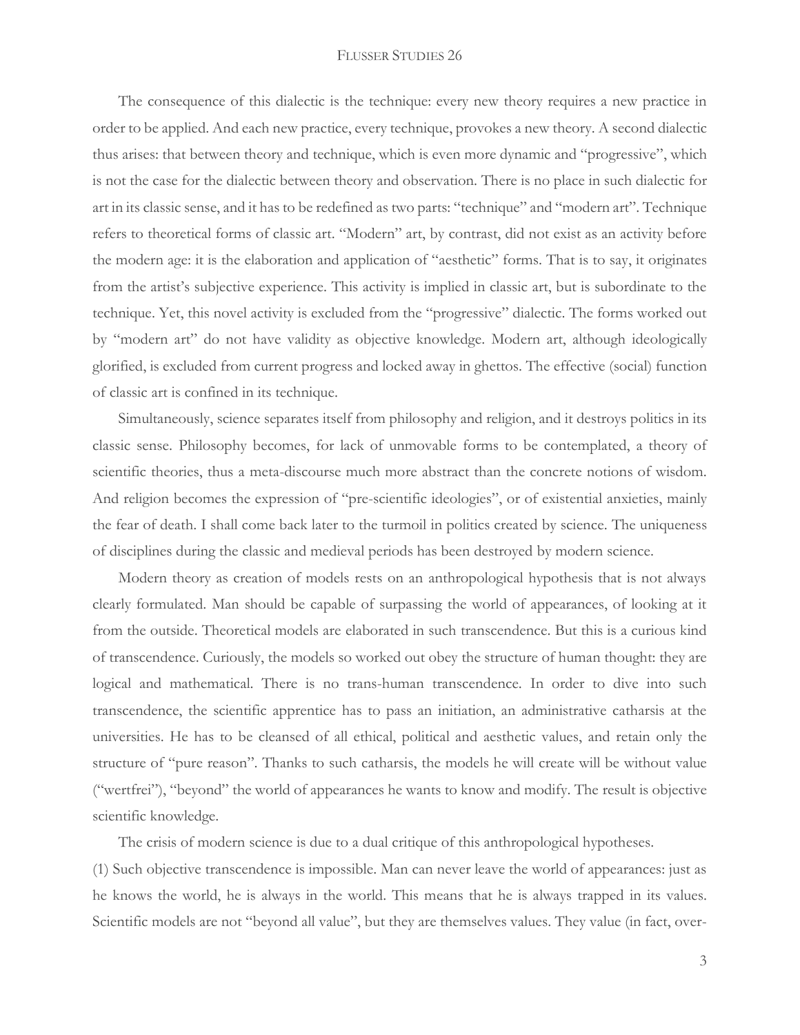The consequence of this dialectic is the technique: every new theory requires a new practice in order to be applied. And each new practice, every technique, provokes a new theory. A second dialectic thus arises: that between theory and technique, which is even more dynamic and "progressive", which is not the case for the dialectic between theory and observation. There is no place in such dialectic for art in its classic sense, and it has to be redefined as two parts: "technique" and "modern art". Technique refers to theoretical forms of classic art. "Modern" art, by contrast, did not exist as an activity before the modern age: it is the elaboration and application of "aesthetic" forms. That is to say, it originates from the artist's subjective experience. This activity is implied in classic art, but is subordinate to the technique. Yet, this novel activity is excluded from the "progressive" dialectic. The forms worked out by "modern art" do not have validity as objective knowledge. Modern art, although ideologically glorified, is excluded from current progress and locked away in ghettos. The effective (social) function of classic art is confined in its technique.

Simultaneously, science separates itself from philosophy and religion, and it destroys politics in its classic sense. Philosophy becomes, for lack of unmovable forms to be contemplated, a theory of scientific theories, thus a meta-discourse much more abstract than the concrete notions of wisdom. And religion becomes the expression of "pre-scientific ideologies", or of existential anxieties, mainly the fear of death. I shall come back later to the turmoil in politics created by science. The uniqueness of disciplines during the classic and medieval periods has been destroyed by modern science.

Modern theory as creation of models rests on an anthropological hypothesis that is not always clearly formulated. Man should be capable of surpassing the world of appearances, of looking at it from the outside. Theoretical models are elaborated in such transcendence. But this is a curious kind of transcendence. Curiously, the models so worked out obey the structure of human thought: they are logical and mathematical. There is no trans-human transcendence. In order to dive into such transcendence, the scientific apprentice has to pass an initiation, an administrative catharsis at the universities. He has to be cleansed of all ethical, political and aesthetic values, and retain only the structure of "pure reason". Thanks to such catharsis, the models he will create will be without value ("wertfrei"), "beyond" the world of appearances he wants to know and modify. The result is objective scientific knowledge.

The crisis of modern science is due to a dual critique of this anthropological hypotheses.

(1) Such objective transcendence is impossible. Man can never leave the world of appearances: just as he knows the world, he is always in the world. This means that he is always trapped in its values. Scientific models are not "beyond all value", but they are themselves values. They value (in fact, over-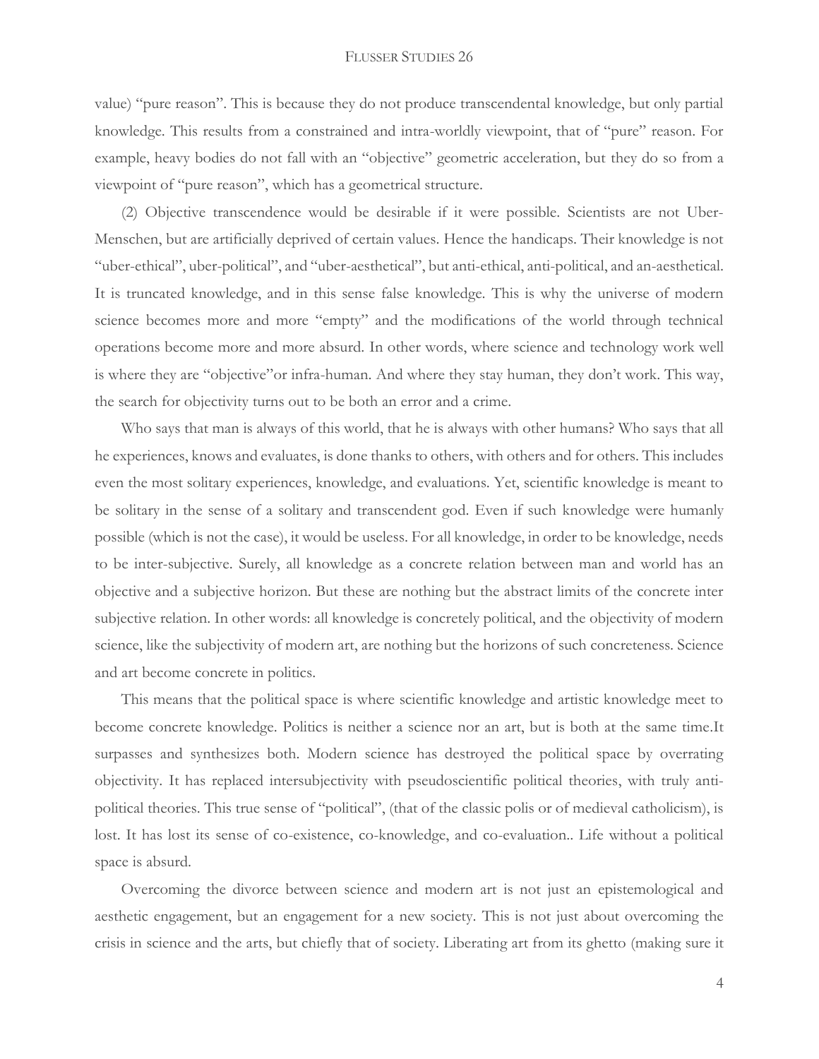value) "pure reason". This is because they do not produce transcendental knowledge, but only partial knowledge. This results from a constrained and intra-worldly viewpoint, that of "pure" reason. For example, heavy bodies do not fall with an "objective" geometric acceleration, but they do so from a viewpoint of "pure reason", which has a geometrical structure.

(2) Objective transcendence would be desirable if it were possible. Scientists are not Uber-Menschen, but are artificially deprived of certain values. Hence the handicaps. Their knowledge is not "uber-ethical", uber-political", and "uber-aesthetical", but anti-ethical, anti-political, and an-aesthetical. It is truncated knowledge, and in this sense false knowledge. This is why the universe of modern science becomes more and more "empty" and the modifications of the world through technical operations become more and more absurd. In other words, where science and technology work well is where they are "objective"or infra-human. And where they stay human, they don't work. This way, the search for objectivity turns out to be both an error and a crime.

Who says that man is always of this world, that he is always with other humans? Who says that all he experiences, knows and evaluates, is done thanks to others, with others and for others. This includes even the most solitary experiences, knowledge, and evaluations. Yet, scientific knowledge is meant to be solitary in the sense of a solitary and transcendent god. Even if such knowledge were humanly possible (which is not the case), it would be useless. For all knowledge, in order to be knowledge, needs to be inter-subjective. Surely, all knowledge as a concrete relation between man and world has an objective and a subjective horizon. But these are nothing but the abstract limits of the concrete inter subjective relation. In other words: all knowledge is concretely political, and the objectivity of modern science, like the subjectivity of modern art, are nothing but the horizons of such concreteness. Science and art become concrete in politics.

This means that the political space is where scientific knowledge and artistic knowledge meet to become concrete knowledge. Politics is neither a science nor an art, but is both at the same time.It surpasses and synthesizes both. Modern science has destroyed the political space by overrating objectivity. It has replaced intersubjectivity with pseudoscientific political theories, with truly anti-political theories. This true sense of "political", (that of the classic polis or of medieval catholicism), is lost. It has lost its sense of co-existence, co-knowledge, and co-evaluation.. Life without a political space is absurd.

Overcoming the divorce between science and modern art is not just an epistemological and aesthetic engagement, but an engagement for a new society. This is not just about overcoming the crisis in science and the arts, but chiefly that of society. Liberating art from its ghetto (making sure it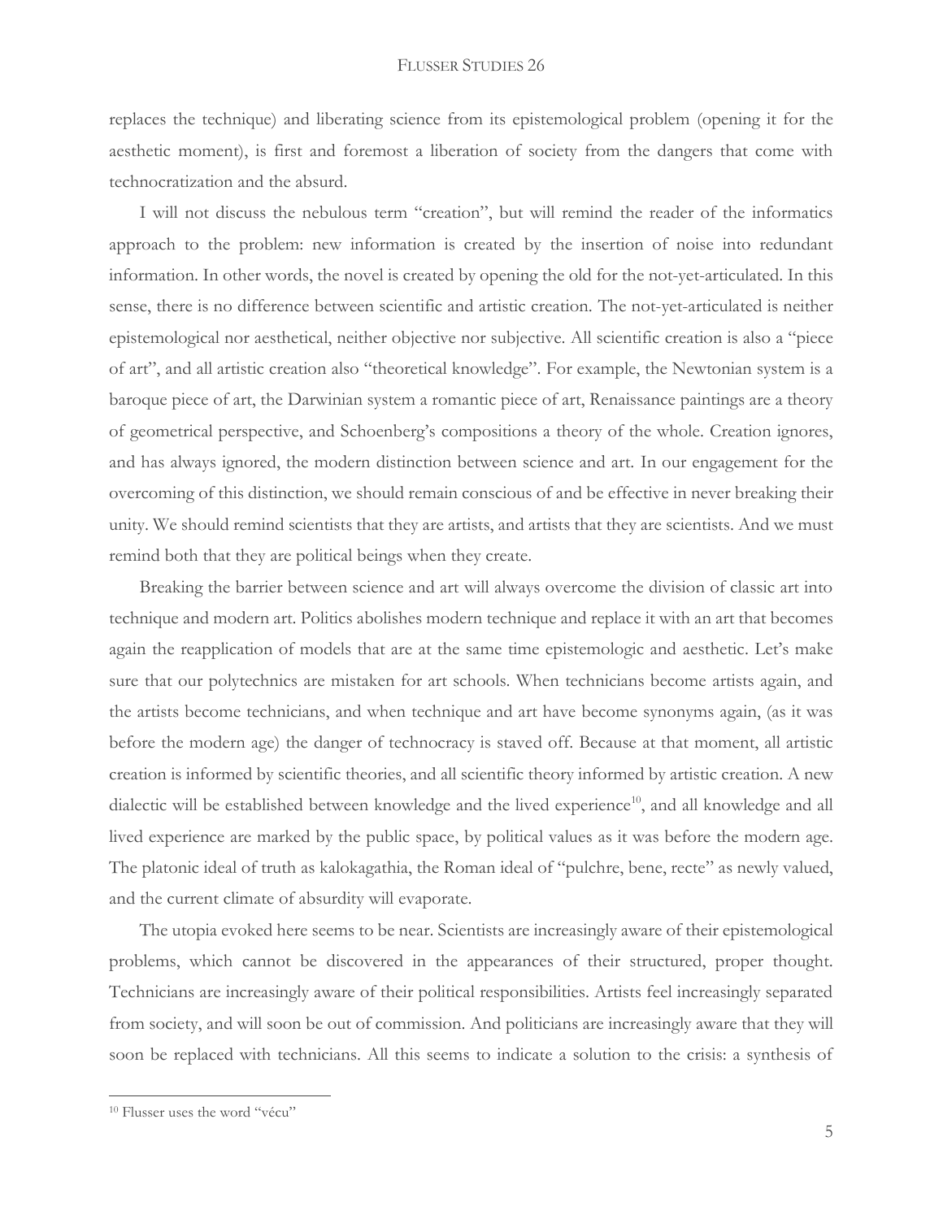replaces the technique) and liberating science from its epistemological problem (opening it for the aesthetic moment), is first and foremost a liberation of society from the dangers that come with technocratization and the absurd.

I will not discuss the nebulous term "creation", but will remind the reader of the informatics approach to the problem: new information is created by the insertion of noise into redundant information. In other words, the novel is created by opening the old for the not-yet-articulated. In this sense, there is no difference between scientific and artistic creation. The not-yet-articulated is neither epistemological nor aesthetical, neither objective nor subjective. All scientific creation is also a "piece of art", and all artistic creation also "theoretical knowledge". For example, the Newtonian system is a baroque piece of art, the Darwinian system a romantic piece of art, Renaissance paintings are a theory of geometrical perspective, and Schoenberg's compositions a theory of the whole. Creation ignores, and has always ignored, the modern distinction between science and art. In our engagement for the overcoming of this distinction, we should remain conscious of and be effective in never breaking their unity. We should remind scientists that they are artists, and artists that they are scientists. And we must remind both that they are political beings when they create.

Breaking the barrier between science and art will always overcome the division of classic art into technique and modern art. Politics abolishes modern technique and replace it with an art that becomes again the reapplication of models that are at the same time epistemologic and aesthetic. Let's make sure that our polytechnics are mistaken for art schools. When technicians become artists again, and the artists become technicians, and when technique and art have become synonyms again, (as it was before the modern age) the danger of technocracy is staved off. Because at that moment, all artistic creation is informed by scientific theories, and all scientific theory informed by artistic creation. A new dialectic will be established between knowledge and the lived experience[10], and all knowledge and all lived experience are marked by the public space, by political values as it was before the modern age. The platonic ideal of truth as kalokagathia, the Roman ideal of "pulchre, bene, recte" as newly valued, and the current climate of absurdity will evaporate.

The utopia evoked here seems to be near. Scientists are increasingly aware of their epistemological problems, which cannot be discovered in the appearances of their structured, proper thought. Technicians are increasingly aware of their political responsibilities. Artists feel increasingly separated from society, and will soon be out of commission. And politicians are increasingly aware that they will soon be replaced with technicians. All this seems to indicate a solution to the crisis: a synthesis of

---

[10] Flusser uses the word "vécu"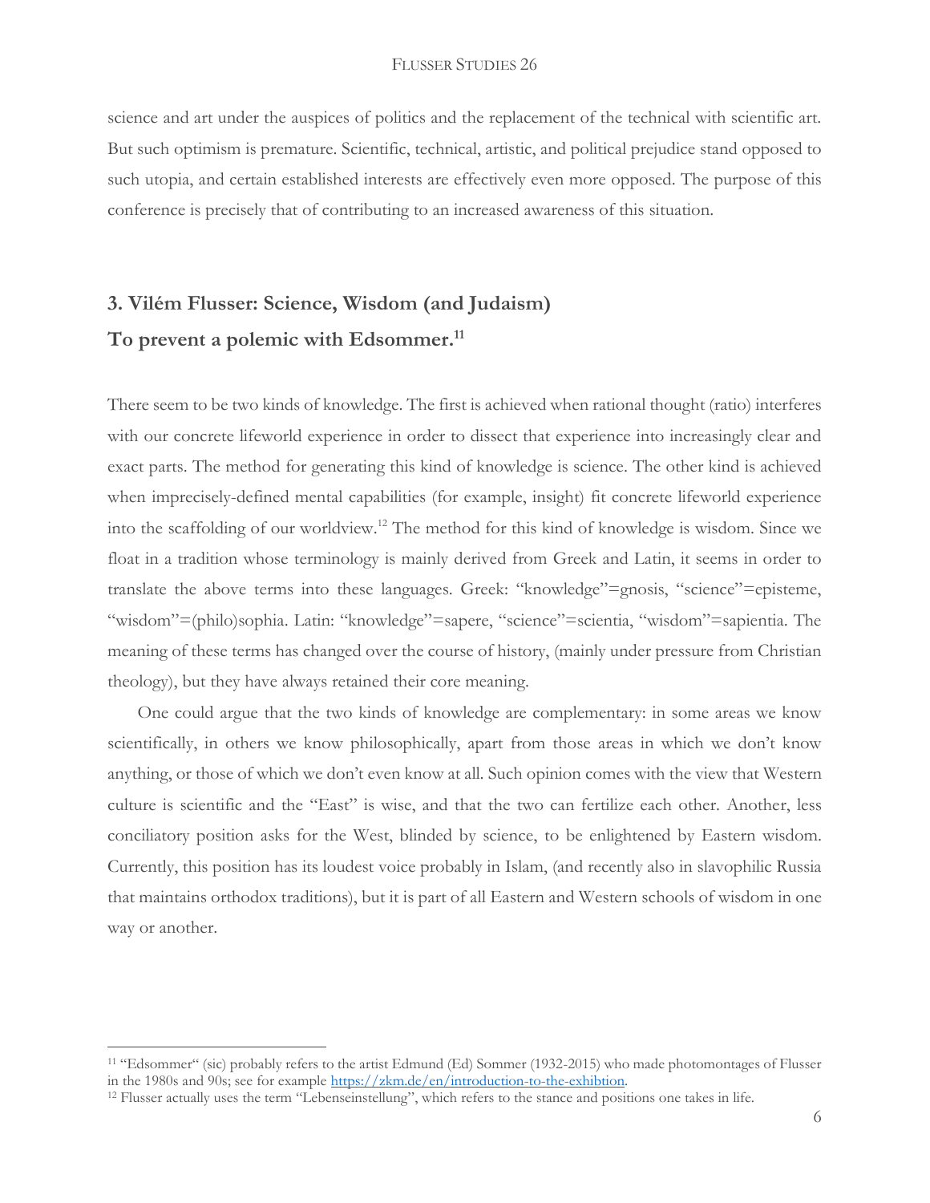science and art under the auspices of politics and the replacement of the technical with scientific art. But such optimism is premature. Scientific, technical, artistic, and political prejudice stand opposed to such utopia, and certain established interests are effectively even more opposed. The purpose of this conference is precisely that of contributing to an increased awareness of this situation.

## 3. Vilém Flusser: Science, Wisdom (and Judaism)

## To prevent a polemic with Edsommer.[11]

There seem to be two kinds of knowledge. The first is achieved when rational thought (ratio) interferes with our concrete lifeworld experience in order to dissect that experience into increasingly clear and exact parts. The method for generating this kind of knowledge is science. The other kind is achieved when imprecisely-defined mental capabilities (for example, insight) fit concrete lifeworld experience into the scaffolding of our worldview.[12] The method for this kind of knowledge is wisdom. Since we float in a tradition whose terminology is mainly derived from Greek and Latin, it seems in order to translate the above terms into these languages. Greek: "knowledge"=gnosis, "science"=episteme, "wisdom"=(philo)sophia. Latin: "knowledge"=sapere, "science"=scientia, "wisdom"=sapientia. The meaning of these terms has changed over the course of history, (mainly under pressure from Christian theology), but they have always retained their core meaning.

One could argue that the two kinds of knowledge are complementary: in some areas we know scientifically, in others we know philosophically, apart from those areas in which we don't know anything, or those of which we don't even know at all. Such opinion comes with the view that Western culture is scientific and the "East" is wise, and that the two can fertilize each other. Another, less conciliatory position asks for the West, blinded by science, to be enlightened by Eastern wisdom. Currently, this position has its loudest voice probably in Islam, (and recently also in slavophilic Russia that maintains orthodox traditions), but it is part of all Eastern and Western schools of wisdom in one way or another.

---

[11] "Edsommer" (sic) probably refers to the artist Edmund (Ed) Sommer (1932-2015) who made photomontages of Flusser in the 1980s and 90s; see for example https://zkm.de/en/introduction-to-the-exhibtion.

[12] Flusser actually uses the term "Lebenseinstellung", which refers to the stance and positions one takes in life.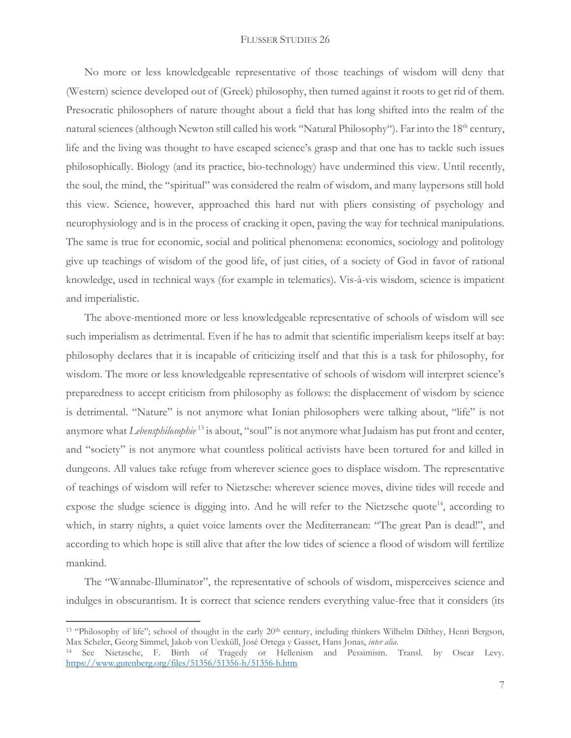No more or less knowledgeable representative of those teachings of wisdom will deny that (Western) science developed out of (Greek) philosophy, then turned against it roots to get rid of them. Presocratic philosophers of nature thought about a field that has long shifted into the realm of the natural sciences (although Newton still called his work "Natural Philosophy"). Far into the 18th century, life and the living was thought to have escaped science's grasp and that one has to tackle such issues philosophically. Biology (and its practice, bio-technology) have undermined this view. Until recently, the soul, the mind, the "spiritual" was considered the realm of wisdom, and many laypersons still hold this view. Science, however, approached this hard nut with pliers consisting of psychology and neurophysiology and is in the process of cracking it open, paving the way for technical manipulations. The same is true for economic, social and political phenomena: economics, sociology and politology give up teachings of wisdom of the good life, of just cities, of a society of God in favor of rational knowledge, used in technical ways (for example in telematics). Vis-à-vis wisdom, science is impatient and imperialistic.

The above-mentioned more or less knowledgeable representative of schools of wisdom will see such imperialism as detrimental. Even if he has to admit that scientific imperialism keeps itself at bay: philosophy declares that it is incapable of criticizing itself and that this is a task for philosophy, for wisdom. The more or less knowledgeable representative of schools of wisdom will interpret science's preparedness to accept criticism from philosophy as follows: the displacement of wisdom by science is detrimental. "Nature" is not anymore what Ionian philosophers were talking about, "life" is not anymore what *Lebensphilosophie* [13] is about, "soul" is not anymore what Judaism has put front and center, and "society" is not anymore what countless political activists have been tortured for and killed in dungeons. All values take refuge from wherever science goes to displace wisdom. The representative of teachings of wisdom will refer to Nietzsche: wherever science moves, divine tides will recede and expose the sludge science is digging into. And he will refer to the Nietzsche quote[14], according to which, in starry nights, a quiet voice laments over the Mediterranean: "The great Pan is dead!", and according to which hope is still alive that after the low tides of science a flood of wisdom will fertilize mankind.

The "Wannabe-Illuminator", the representative of schools of wisdom, misperceives science and indulges in obscurantism. It is correct that science renders everything value-free that it considers (its

---

[13] "Philosophy of life"; school of thought in the early 20th century, including thinkers Wilhelm Dilthey, Henri Bergson, Max Scheler, Georg Simmel, Jakob von Uexküll, José Ortega y Gasset, Hans Jonas, *inter alia*.

[14] See Nietzsche, F. Birth of Tragedy or Hellenism and Pessimism. Transl. by Oscar Levy. https://www.gutenberg.org/files/51356/51356-h/51356-h.htm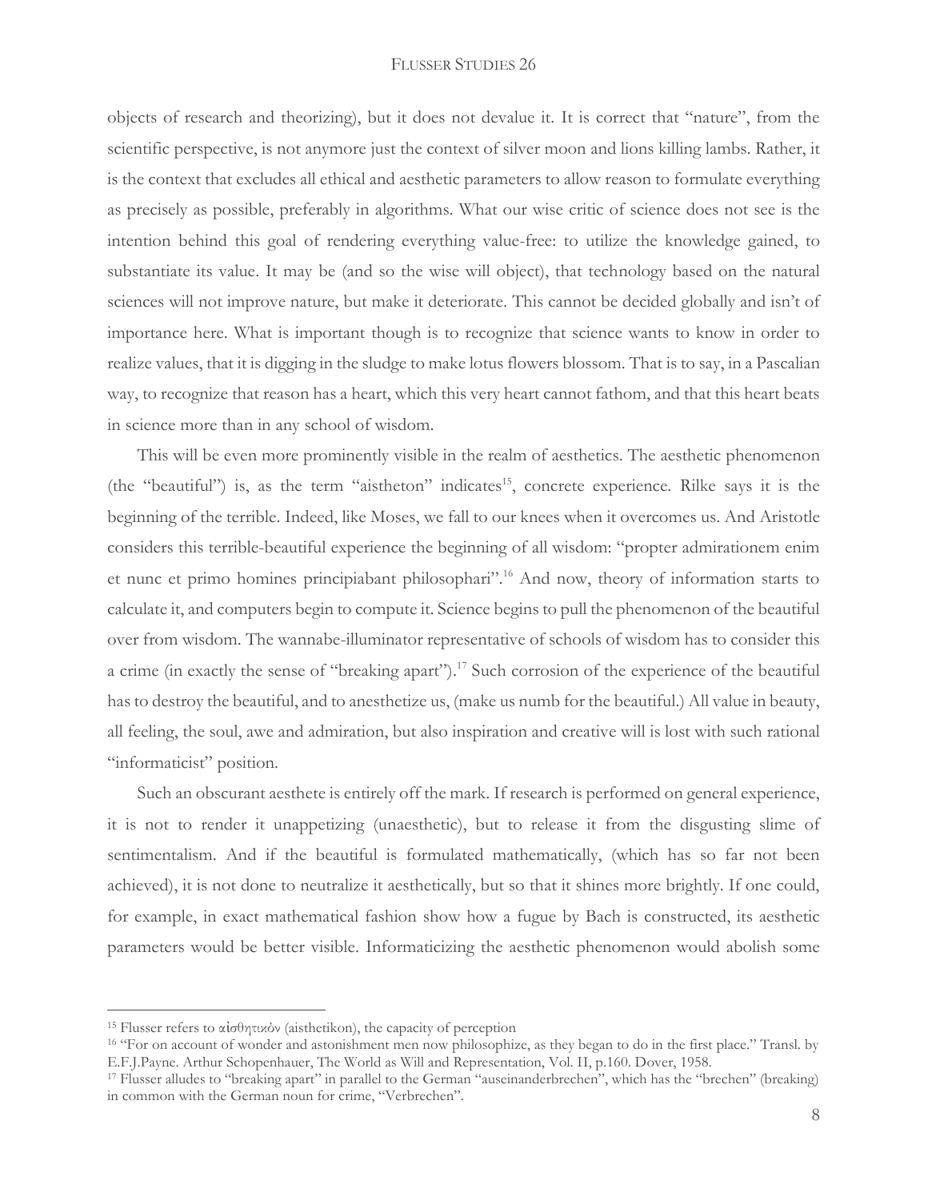objects of research and theorizing), but it does not devalue it. It is correct that "nature", from the scientific perspective, is not anymore just the context of silver moon and lions killing lambs. Rather, it is the context that excludes all ethical and aesthetic parameters to allow reason to formulate everything as precisely as possible, preferably in algorithms. What our wise critic of science does not see is the intention behind this goal of rendering everything value-free: to utilize the knowledge gained, to substantiate its value. It may be (and so the wise will object), that technology based on the natural sciences will not improve nature, but make it deteriorate. This cannot be decided globally and isn't of importance here. What is important though is to recognize that science wants to know in order to realize values, that it is digging in the sludge to make lotus flowers blossom. That is to say, in a Pascalian way, to recognize that reason has a heart, which this very heart cannot fathom, and that this heart beats in science more than in any school of wisdom.

This will be even more prominently visible in the realm of aesthetics. The aesthetic phenomenon (the "beautiful") is, as the term "aistheton" indicates[15], concrete experience. Rilke says it is the beginning of the terrible. Indeed, like Moses, we fall to our knees when it overcomes us. And Aristotle considers this terrible-beautiful experience the beginning of all wisdom: "propter admirationem enim et nunc et primo homines principiabant philosophari".[16] And now, theory of information starts to calculate it, and computers begin to compute it. Science begins to pull the phenomenon of the beautiful over from wisdom. The wannabe-illuminator representative of schools of wisdom has to consider this a crime (in exactly the sense of "breaking apart").[17] Such corrosion of the experience of the beautiful has to destroy the beautiful, and to anesthetize us, (make us numb for the beautiful.) All value in beauty, all feeling, the soul, awe and admiration, but also inspiration and creative will is lost with such rational "informaticist" position.

Such an obscurant aesthete is entirely off the mark. If research is performed on general experience, it is not to render it unappetizing (unaesthetic), but to release it from the disgusting slime of sentimentalism. And if the beautiful is formulated mathematically, (which has so far not been achieved), it is not done to neutralize it aesthetically, but so that it shines more brightly. If one could, for example, in exact mathematical fashion show how a fugue by Bach is constructed, its aesthetic parameters would be better visible. Informaticizing the aesthetic phenomenon would abolish some

---

[15] Flusser refers to αἰσθητικόν (aisthetikon), the capacity of perception

[16] "For on account of wonder and astonishment men now philosophize, as they began to do in the first place." Transl. by E.F.J.Payne. Arthur Schopenhauer, The World as Will and Representation, Vol. II, p.160. Dover, 1958.

[17] Flusser alludes to "breaking apart" in parallel to the German "auseinanderbrechen", which has the "brechen" (breaking) in common with the German noun for crime, "Verbrechen".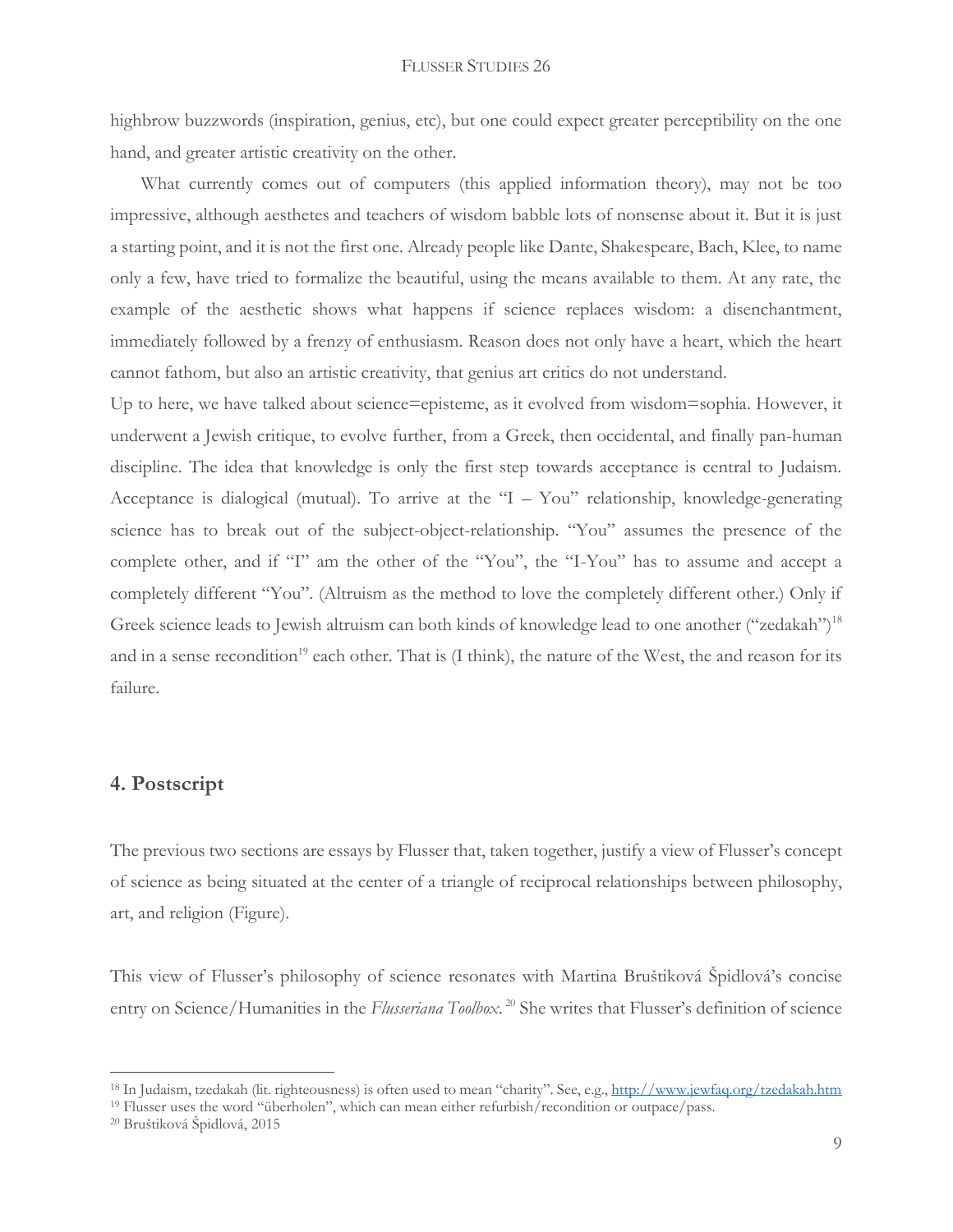highbrow buzzwords (inspiration, genius, etc), but one could expect greater perceptibility on the one hand, and greater artistic creativity on the other.

What currently comes out of computers (this applied information theory), may not be too impressive, although aesthetes and teachers of wisdom babble lots of nonsense about it. But it is just a starting point, and it is not the first one. Already people like Dante, Shakespeare, Bach, Klee, to name only a few, have tried to formalize the beautiful, using the means available to them. At any rate, the example of the aesthetic shows what happens if science replaces wisdom: a disenchantment, immediately followed by a frenzy of enthusiasm. Reason does not only have a heart, which the heart cannot fathom, but also an artistic creativity, that genius art critics do not understand.

Up to here, we have talked about science=episteme, as it evolved from wisdom=sophia. However, it underwent a Jewish critique, to evolve further, from a Greek, then occidental, and finally pan-human discipline. The idea that knowledge is only the first step towards acceptance is central to Judaism. Acceptance is dialogical (mutual). To arrive at the "I – You" relationship, knowledge-generating science has to break out of the subject-object-relationship. "You" assumes the presence of the complete other, and if "I" am the other of the "You", the "I-You" has to assume and accept a completely different "You". (Altruism as the method to love the completely different other.) Only if Greek science leads to Jewish altruism can both kinds of knowledge lead to one another ("zedakah")[18] and in a sense recondition[19] each other. That is (I think), the nature of the West, the and reason for its failure.

## 4. Postscript

The previous two sections are essays by Flusser that, taken together, justify a view of Flusser's concept of science as being situated at the center of a triangle of reciprocal relationships between philosophy, art, and religion (Figure).

This view of Flusser's philosophy of science resonates with Martina Bruštiková Špidlová's concise entry on Science/Humanities in the *Flusseriana Toolbox*.[20] She writes that Flusser's definition of science

---

[18] In Judaism, tzedakah (lit. righteousness) is often used to mean "charity". See, e.g., http://www.jewfaq.org/tzedakah.htm

[19] Flusser uses the word "überholen", which can mean either refurbish/recondition or outpace/pass.

[20] Bruštiková Špidlová, 2015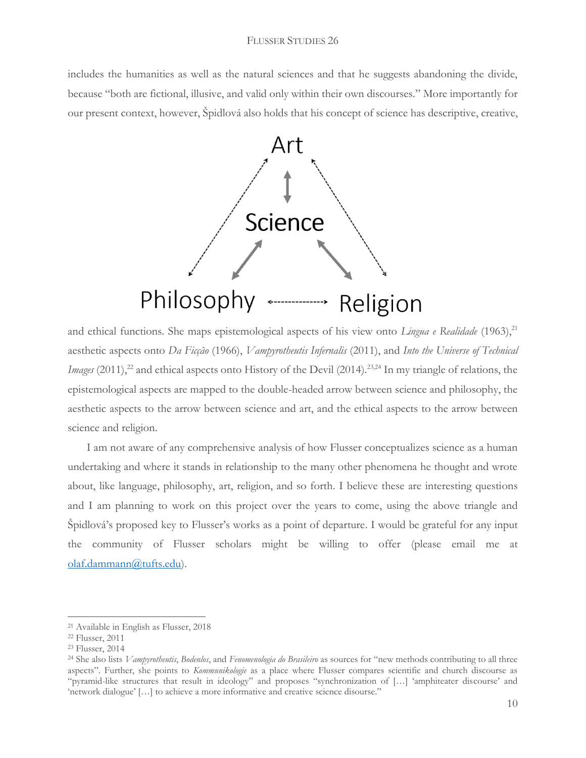includes the humanities as well as the natural sciences and that he suggests abandoning the divide, because "both are fictional, illusive, and valid only within their own discourses." More importantly for our present context, however, Špidlová also holds that his concept of science has descriptive, creative,

Art

Science

Philosophy Religion

and ethical functions. She maps epistemological aspects of his view onto *Lingua e Realidade* (1963),[21] aesthetic aspects onto *Da Ficção* (1966), *Vampyrotheutis Infernalis* (2011), and *Into the Universe of Technical Images* (2011),[22] and ethical aspects onto History of the Devil (2014).[23,24] In my triangle of relations, the epistemological aspects are mapped to the double-headed arrow between science and philosophy, the aesthetic aspects to the arrow between science and art, and the ethical aspects to the arrow between science and religion.

I am not aware of any comprehensive analysis of how Flusser conceptualizes science as a human undertaking and where it stands in relationship to the many other phenomena he thought and wrote about, like language, philosophy, art, religion, and so forth. I believe these are interesting questions and I am planning to work on this project over the years to come, using the above triangle and Špidlová's proposed key to Flusser's works as a point of departure. I would be grateful for any input the community of Flusser scholars might be willing to offer (please email me at olaf.dammann@tufts.edu).

---

[21] Available in English as Flusser, 2018

[22] Flusser, 2011

[23] Flusser, 2014

[24] She also lists *Vampyrotheutis*, *Bodenlos*, and *Fenomenologia do Brasileiro* as sources for "new methods contributing to all three aspects". Further, she points to *Kommunikologie* as a place where Flusser compares scientific and church discourse as "pyramid-like structures that result in ideology" and proposes "synchronization of […] 'amphiteater discourse' and 'network dialogue' […] to achieve a more informative and creative science disourse."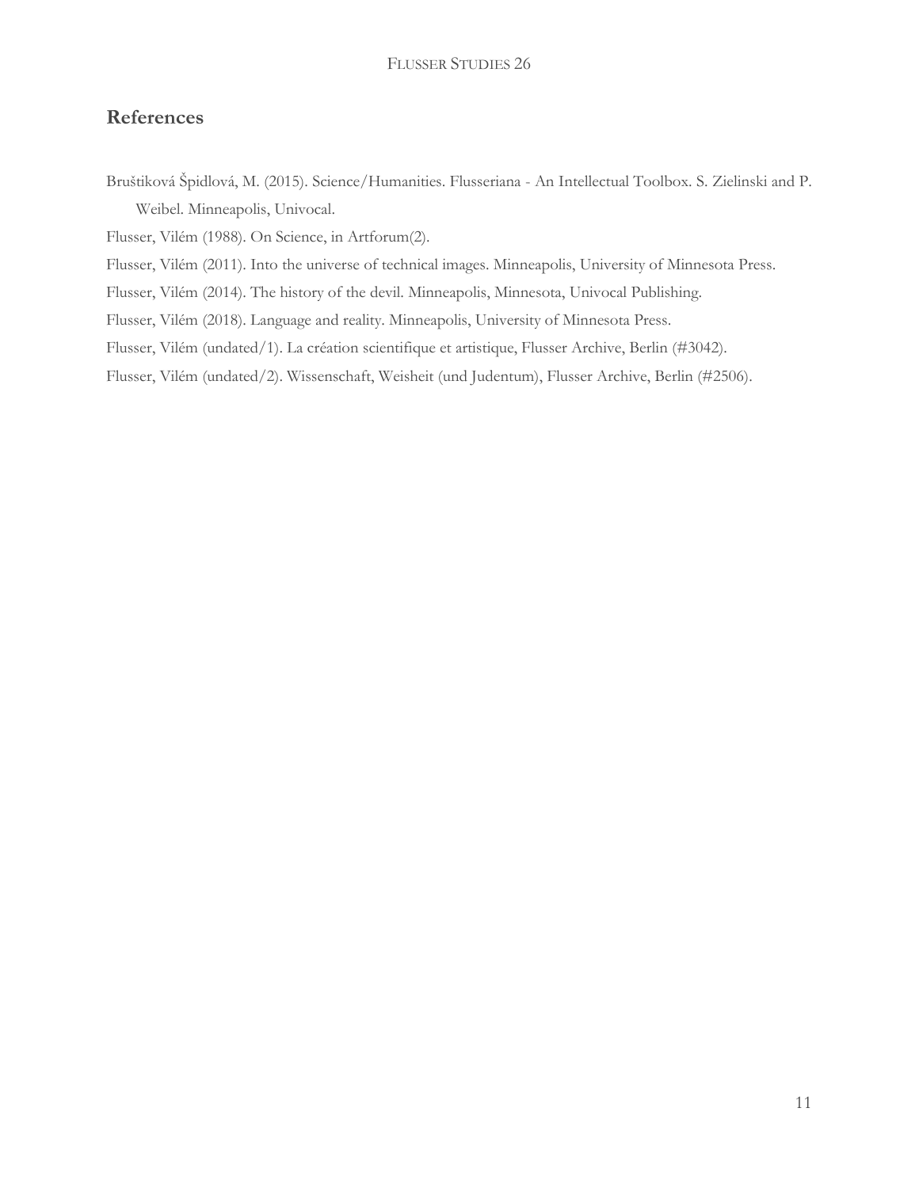## References

Bruštiková Špidlová, M. (2015). Science/Humanities. Flusseriana - An Intellectual Toolbox. S. Zielinski and P. Weibel. Minneapolis, Univocal.

Flusser, Vilém (1988). On Science, in Artforum(2).

Flusser, Vilém (2011). Into the universe of technical images. Minneapolis, University of Minnesota Press.

Flusser, Vilém (2014). The history of the devil. Minneapolis, Minnesota, Univocal Publishing.

Flusser, Vilém (2018). Language and reality. Minneapolis, University of Minnesota Press.

Flusser, Vilém (undated/1). La création scientifique et artistique, Flusser Archive, Berlin (#3042).

Flusser, Vilém (undated/2). Wissenschaft, Weisheit (und Judentum), Flusser Archive, Berlin (#2506).